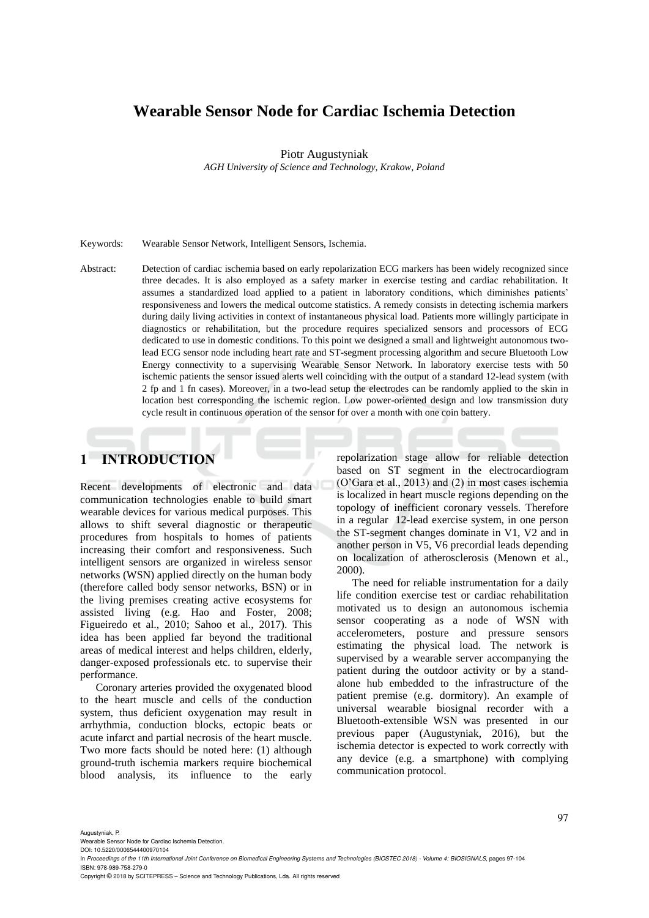# Wearable Sensor Node for Cardiac Ischemia Detection

Piotr Augustyniak

*AGH University of Science and Technology, Krakow, Poland*

Keywords: Wearable Sensor Network, Intelligent Sensors, Ischemia.

Abstract: Detection of cardiac ischemia based on early repolarization ECG markers has been widely recognized since three decades. It is also employed as a safety marker in exercise testing and cardiac rehabilitation. It assumes a standardized load applied to a patient in laboratory conditions, which diminishes patients' responsiveness and lowers the medical outcome statistics. A remedy consists in detecting ischemia markers during daily living activities in context of instantaneous physical load. Patients more willingly participate in diagnostics or rehabilitation, but the procedure requires specialized sensors and processors of ECG dedicated to use in domestic conditions. To this point we designed a small and lightweight autonomous two-lead ECG sensor node including heart rate and ST-segment processing algorithm and secure Bluetooth Low Energy connectivity to a supervising Wearable Sensor Network. In laboratory exercise tests with 50 ischemic patients the sensor issued alerts well coinciding with the output of a standard 12-lead system (with 2 fp and 1 fn cases). Moreover, in a two-lead setup the electrodes can be randomly applied to the skin in location best corresponding the ischemic region. Low power-oriented design and low transmission duty cycle result in continuous operation of the sensor for over a month with one coin battery.

## 1 INTRODUCTION

Recent developments of electronic and data communication technologies enable to build smart wearable devices for various medical purposes. This allows to shift several diagnostic or therapeutic procedures from hospitals to homes of patients increasing their comfort and responsiveness. Such intelligent sensors are organized in wireless sensor networks (WSN) applied directly on the human body (therefore called body sensor networks, BSN) or in the living premises creating active ecosystems for assisted living (e.g. Hao and Foster, 2008; Figueiredo et al., 2010; Sahoo et al., 2017). This idea has been applied far beyond the traditional areas of medical interest and helps children, elderly, danger-exposed professionals etc. to supervise their performance.

Coronary arteries provided the oxygenated blood to the heart muscle and cells of the conduction system, thus deficient oxygenation may result in arrhythmia, conduction blocks, ectopic beats or acute infarct and partial necrosis of the heart muscle. Two more facts should be noted here: (1) although ground-truth ischemia markers require biochemical blood analysis, its influence to the early repolarization stage allow for reliable detection based on ST segment in the electrocardiogram (O'Gara et al., 2013) and (2) in most cases ischemia is localized in heart muscle regions depending on the topology of inefficient coronary vessels. Therefore in a regular 12-lead exercise system, in one person the ST-segment changes dominate in V1, V2 and in another person in V5, V6 precordial leads depending on localization of atherosclerosis (Menown et al., 2000).

The need for reliable instrumentation for a daily life condition exercise test or cardiac rehabilitation motivated us to design an autonomous ischemia sensor cooperating as a node of WSN with accelerometers, posture and pressure sensors estimating the physical load. The network is supervised by a wearable server accompanying the patient during the outdoor activity or by a stand-alone hub embedded to the infrastructure of the patient premise (e.g. dormitory). An example of universal wearable biosignal recorder with a Bluetooth-extensible WSN was presented in our previous paper (Augustyniak, 2016), but the ischemia detector is expected to work correctly with any device (e.g. a smartphone) with complying communication protocol.

Augustyniak, P.
Wearable Sensor Node for Cardiac Ischemia Detection.
DOI: 10.5220/0006544400970104
In *Proceedings of the 11th International Joint Conference on Biomedical Engineering Systems and Technologies (BIOSTEC 2018) - Volume 4: BIOSIGNALS*, pages 97-104
ISBN: 978-989-758-279-0
Copyright © 2018 by SCITEPRESS – Science and Technology Publications, Lda. All rights reserved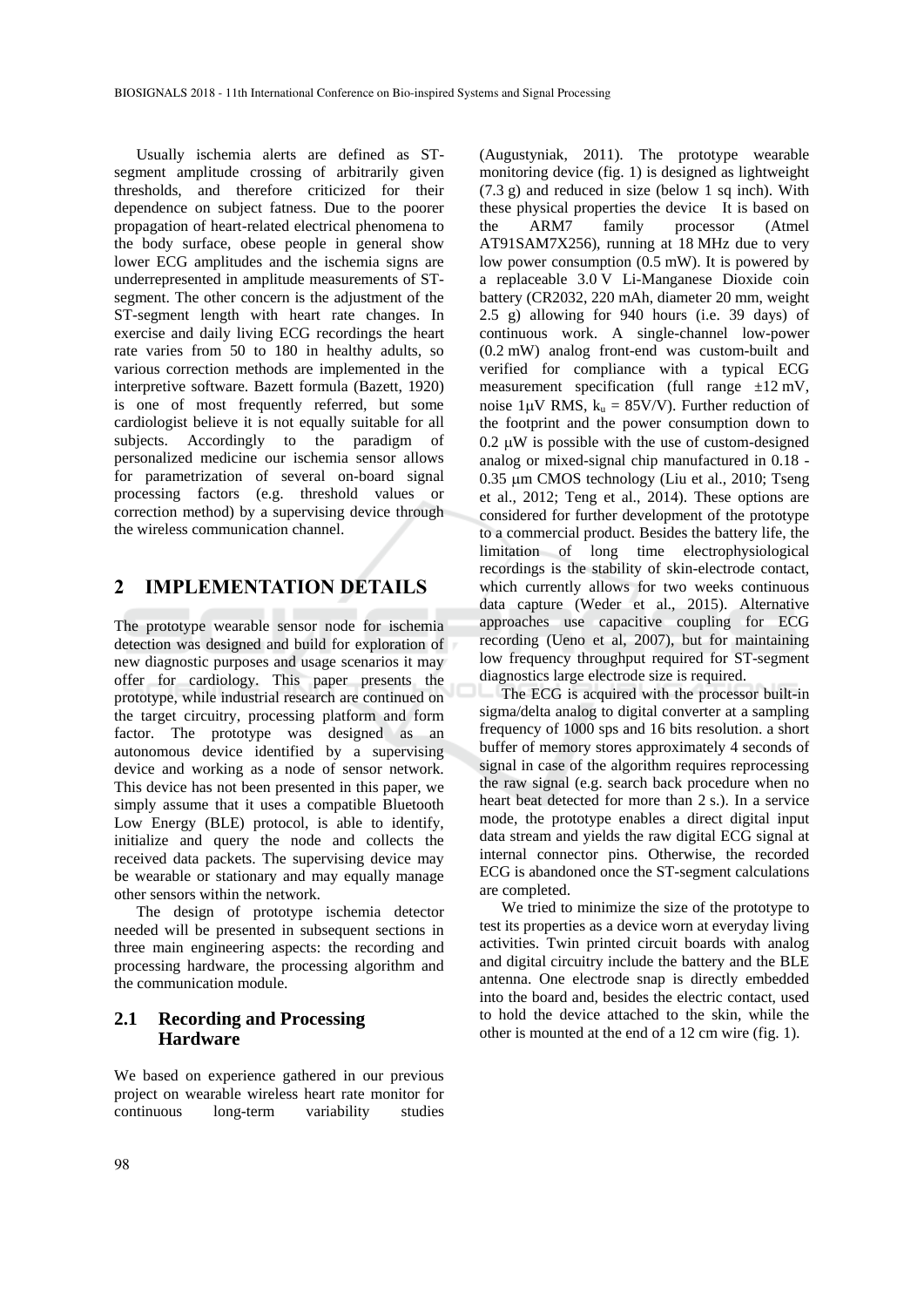Usually ischemia alerts are defined as ST-segment amplitude crossing of arbitrarily given thresholds, and therefore criticized for their dependence on subject fatness. Due to the poorer propagation of heart-related electrical phenomena to the body surface, obese people in general show lower ECG amplitudes and the ischemia signs are underrepresented in amplitude measurements of ST-segment. The other concern is the adjustment of the ST-segment length with heart rate changes. In exercise and daily living ECG recordings the heart rate varies from 50 to 180 in healthy adults, so various correction methods are implemented in the interpretive software. Bazett formula (Bazett, 1920) is one of most frequently referred, but some cardiologist believe it is not equally suitable for all subjects. Accordingly to the paradigm of personalized medicine our ischemia sensor allows for parametrization of several on-board signal processing factors (e.g. threshold values or correction method) by a supervising device through the wireless communication channel.

## 2 IMPLEMENTATION DETAILS

The prototype wearable sensor node for ischemia detection was designed and build for exploration of new diagnostic purposes and usage scenarios it may offer for cardiology. This paper presents the prototype, while industrial research are continued on the target circuitry, processing platform and form factor. The prototype was designed as an autonomous device identified by a supervising device and working as a node of sensor network. This device has not been presented in this paper, we simply assume that it uses a compatible Bluetooth Low Energy (BLE) protocol, is able to identify, initialize and query the node and collects the received data packets. The supervising device may be wearable or stationary and may equally manage other sensors within the network.

The design of prototype ischemia detector needed will be presented in subsequent sections in three main engineering aspects: the recording and processing hardware, the processing algorithm and the communication module.

### 2.1 Recording and Processing Hardware

We based on experience gathered in our previous project on wearable wireless heart rate monitor for continuous long-term variability studies (Augustyniak, 2011). The prototype wearable monitoring device (fig. 1) is designed as lightweight (7.3 g) and reduced in size (below 1 sq inch). With these physical properties the device It is based on the ARM7 family processor (Atmel AT91SAM7X256), running at 18 MHz due to very low power consumption (0.5 mW). It is powered by a replaceable 3.0 V Li-Manganese Dioxide coin battery (CR2032, 220 mAh, diameter 20 mm, weight 2.5 g) allowing for 940 hours (i.e. 39 days) of continuous work. A single-channel low-power (0.2 mW) analog front-end was custom-built and verified for compliance with a typical ECG measurement specification (full range ±12 mV, noise 1μV RMS, $k_u$ = 85V/V). Further reduction of the footprint and the power consumption down to 0.2 μW is possible with the use of custom-designed analog or mixed-signal chip manufactured in 0.18 - 0.35 μm CMOS technology (Liu et al., 2010; Tseng et al., 2012; Teng et al., 2014). These options are considered for further development of the prototype to a commercial product. Besides the battery life, the limitation of long time electrophysiological recordings is the stability of skin-electrode contact, which currently allows for two weeks continuous data capture (Weder et al., 2015). Alternative approaches use capacitive coupling for ECG recording (Ueno et al, 2007), but for maintaining low frequency throughput required for ST-segment diagnostics large electrode size is required.

The ECG is acquired with the processor built-in sigma/delta analog to digital converter at a sampling frequency of 1000 sps and 16 bits resolution. a short buffer of memory stores approximately 4 seconds of signal in case of the algorithm requires reprocessing the raw signal (e.g. search back procedure when no heart beat detected for more than 2 s.). In a service mode, the prototype enables a direct digital input data stream and yields the raw digital ECG signal at internal connector pins. Otherwise, the recorded ECG is abandoned once the ST-segment calculations are completed.

We tried to minimize the size of the prototype to test its properties as a device worn at everyday living activities. Twin printed circuit boards with analog and digital circuitry include the battery and the BLE antenna. One electrode snap is directly embedded into the board and, besides the electric contact, used to hold the device attached to the skin, while the other is mounted at the end of a 12 cm wire (fig. 1).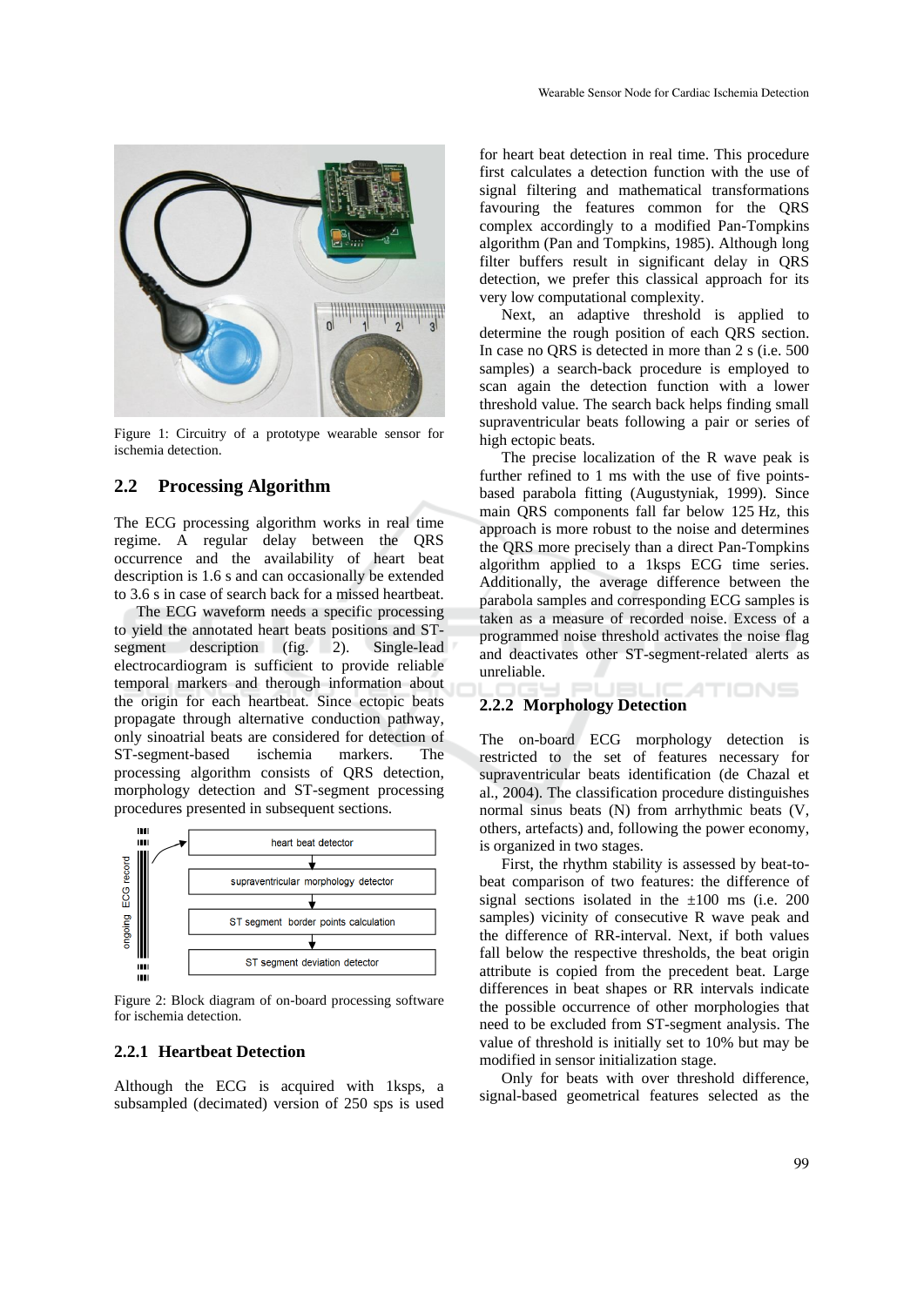Figure 1: Circuitry of a prototype wearable sensor for ischemia detection.

## 2.2 Processing Algorithm

The ECG processing algorithm works in real time regime. A regular delay between the QRS occurrence and the availability of heart beat description is 1.6 s and can occasionally be extended to 3.6 s in case of search back for a missed heartbeat.

The ECG waveform needs a specific processing to yield the annotated heart beats positions and ST-segment description (fig. 2). Single-lead electrocardiogram is sufficient to provide reliable temporal markers and therough information about the origin for each heartbeat. Since ectopic beats propagate through alternative conduction pathway, only sinoatrial beats are considered for detection of ST-segment-based ischemia markers. The processing algorithm consists of QRS detection, morphology detection and ST-segment processing procedures presented in subsequent sections.

Figure 2: Block diagram of on-board processing software for ischemia detection.

### 2.2.1 Heartbeat Detection

Although the ECG is acquired with 1ksps, a subsampled (decimated) version of 250 sps is used for heart beat detection in real time. This procedure first calculates a detection function with the use of signal filtering and mathematical transformations favouring the features common for the QRS complex accordingly to a modified Pan-Tompkins algorithm (Pan and Tompkins, 1985). Although long filter buffers result in significant delay in QRS detection, we prefer this classical approach for its very low computational complexity.

Next, an adaptive threshold is applied to determine the rough position of each QRS section. In case no QRS is detected in more than 2 s (i.e. 500 samples) a search-back procedure is employed to scan again the detection function with a lower threshold value. The search back helps finding small supraventricular beats following a pair or series of high ectopic beats.

The precise localization of the R wave peak is further refined to 1 ms with the use of five points-based parabola fitting (Augustyniak, 1999). Since main QRS components fall far below 125 Hz, this approach is more robust to the noise and determines the QRS more precisely than a direct Pan-Tompkins algorithm applied to a 1ksps ECG time series. Additionally, the average difference between the parabola samples and corresponding ECG samples is taken as a measure of recorded noise. Excess of a programmed noise threshold activates the noise flag and deactivates other ST-segment-related alerts as unreliable.

### 2.2.2 Morphology Detection

The on-board ECG morphology detection is restricted to the set of features necessary for supraventricular beats identification (de Chazal et al., 2004). The classification procedure distinguishes normal sinus beats (N) from arrhythmic beats (V, others, artefacts) and, following the power economy, is organized in two stages.

First, the rhythm stability is assessed by beat-to-beat comparison of two features: the difference of signal sections isolated in the ±100 ms (i.e. 200 samples) vicinity of consecutive R wave peak and the difference of RR-interval. Next, if both values fall below the respective thresholds, the beat origin attribute is copied from the precedent beat. Large differences in beat shapes or RR intervals indicate the possible occurrence of other morphologies that need to be excluded from ST-segment analysis. The value of threshold is initially set to 10% but may be modified in sensor initialization stage.

Only for beats with over threshold difference, signal-based geometrical features selected as the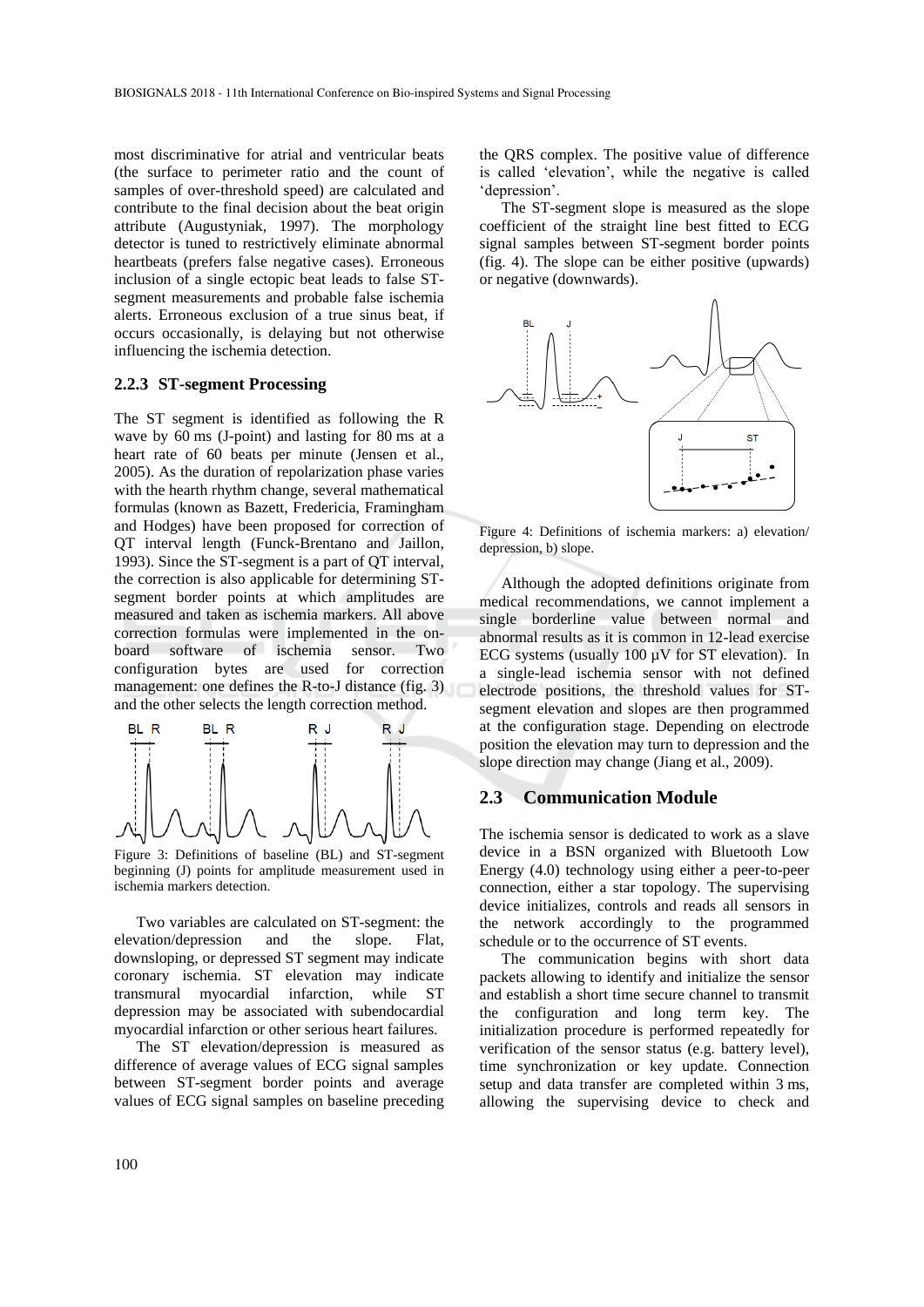most discriminative for atrial and ventricular beats (the surface to perimeter ratio and the count of samples of over-threshold speed) are calculated and contribute to the final decision about the beat origin attribute (Augustyniak, 1997). The morphology detector is tuned to restrictively eliminate abnormal heartbeats (prefers false negative cases). Erroneous inclusion of a single ectopic beat leads to false ST-segment measurements and probable false ischemia alerts. Erroneous exclusion of a true sinus beat, if occurs occasionally, is delaying but not otherwise influencing the ischemia detection.

### 2.2.3 ST-segment Processing

The ST segment is identified as following the R wave by 60 ms (J-point) and lasting for 80 ms at a heart rate of 60 beats per minute (Jensen et al., 2005). As the duration of repolarization phase varies with the hearth rhythm change, several mathematical formulas (known as Bazett, Fredericia, Framingham and Hodges) have been proposed for correction of QT interval length (Funck-Brentano and Jaillon, 1993). Since the ST-segment is a part of QT interval, the correction is also applicable for determining ST-segment border points at which amplitudes are measured and taken as ischemia markers. All above correction formulas were implemented in the on-board software of ischemia sensor. Two configuration bytes are used for correction management: one defines the R-to-J distance (fig. 3) and the other selects the length correction method.

Figure 3: Definitions of baseline (BL) and ST-segment beginning (J) points for amplitude measurement used in ischemia markers detection.

Two variables are calculated on ST-segment: the elevation/depression and the slope. Flat, downsloping, or depressed ST segment may indicate coronary ischemia. ST elevation may indicate transmural myocardial infarction, while ST depression may be associated with subendocardial myocardial infarction or other serious heart failures.

The ST elevation/depression is measured as difference of average values of ECG signal samples between ST-segment border points and average values of ECG signal samples on baseline preceding the QRS complex. The positive value of difference is called 'elevation', while the negative is called 'depression'.

The ST-segment slope is measured as the slope coefficient of the straight line best fitted to ECG signal samples between ST-segment border points (fig. 4). The slope can be either positive (upwards) or negative (downwards).

Figure 4: Definitions of ischemia markers: a) elevation/ depression, b) slope.

Although the adopted definitions originate from medical recommendations, we cannot implement a single borderline value between normal and abnormal results as it is common in 12-lead exercise ECG systems (usually 100 µV for ST elevation). In a single-lead ischemia sensor with not defined electrode positions, the threshold values for ST-segment elevation and slopes are then programmed at the configuration stage. Depending on electrode position the elevation may turn to depression and the slope direction may change (Jiang et al., 2009).

## 2.3 Communication Module

The ischemia sensor is dedicated to work as a slave device in a BSN organized with Bluetooth Low Energy (4.0) technology using either a peer-to-peer connection, either a star topology. The supervising device initializes, controls and reads all sensors in the network accordingly to the programmed schedule or to the occurrence of ST events.

The communication begins with short data packets allowing to identify and initialize the sensor and establish a short time secure channel to transmit the configuration and long term key. The initialization procedure is performed repeatedly for verification of the sensor status (e.g. battery level), time synchronization or key update. Connection setup and data transfer are completed within 3 ms, allowing the supervising device to check and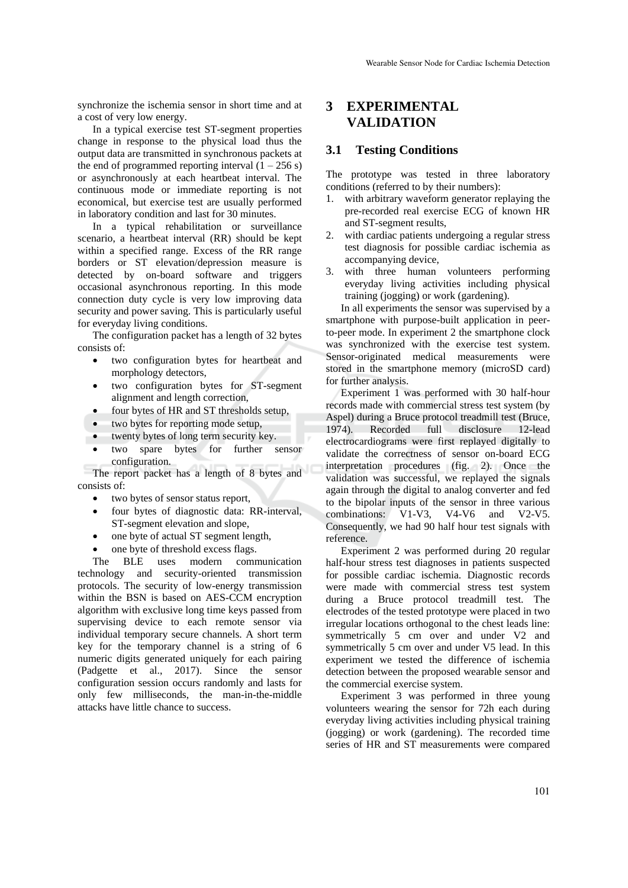synchronize the ischemia sensor in short time and at a cost of very low energy.

In a typical exercise test ST-segment properties change in response to the physical load thus the output data are transmitted in synchronous packets at the end of programmed reporting interval (1 – 256 s) or asynchronously at each heartbeat interval. The continuous mode or immediate reporting is not economical, but exercise test are usually performed in laboratory condition and last for 30 minutes.

In a typical rehabilitation or surveillance scenario, a heartbeat interval (RR) should be kept within a specified range. Excess of the RR range borders or ST elevation/depression measure is detected by on-board software and triggers occasional asynchronous reporting. In this mode connection duty cycle is very low improving data security and power saving. This is particularly useful for everyday living conditions.

The configuration packet has a length of 32 bytes consists of:

- two configuration bytes for heartbeat and morphology detectors,
- two configuration bytes for ST-segment alignment and length correction,
- four bytes of HR and ST thresholds setup,
- two bytes for reporting mode setup,
- twenty bytes of long term security key.
- two spare bytes for further sensor configuration.

The report packet has a length of 8 bytes and consists of:

- two bytes of sensor status report,
- four bytes of diagnostic data: RR-interval, ST-segment elevation and slope,
- one byte of actual ST segment length,
- one byte of threshold excess flags.

The BLE uses modern communication technology and security-oriented transmission protocols. The security of low-energy transmission within the BSN is based on AES-CCM encryption algorithm with exclusive long time keys passed from supervising device to each remote sensor via individual temporary secure channels. A short term key for the temporary channel is a string of 6 numeric digits generated uniquely for each pairing (Padgette et al., 2017). Since the sensor configuration session occurs randomly and lasts for only few milliseconds, the man-in-the-middle attacks have little chance to success.

# 3 EXPERIMENTAL VALIDATION

## 3.1 Testing Conditions

The prototype was tested in three laboratory conditions (referred to by their numbers):

1. with arbitrary waveform generator replaying the pre-recorded real exercise ECG of known HR and ST-segment results,
2. with cardiac patients undergoing a regular stress test diagnosis for possible cardiac ischemia as accompanying device,
3. with three human volunteers performing everyday living activities including physical training (jogging) or work (gardening).

In all experiments the sensor was supervised by a smartphone with purpose-built application in peer-to-peer mode. In experiment 2 the smartphone clock was synchronized with the exercise test system. Sensor-originated medical measurements were stored in the smartphone memory (microSD card) for further analysis.

Experiment 1 was performed with 30 half-hour records made with commercial stress test system (by Aspel) during a Bruce protocol treadmill test (Bruce, 1974). Recorded full disclosure 12-lead electrocardiograms were first replayed digitally to validate the correctness of sensor on-board ECG interpretation procedures (fig. 2). Once the validation was successful, we replayed the signals again through the digital to analog converter and fed to the bipolar inputs of the sensor in three various combinations: V1-V3, V4-V6 and V2-V5. Consequently, we had 90 half hour test signals with reference.

Experiment 2 was performed during 20 regular half-hour stress test diagnoses in patients suspected for possible cardiac ischemia. Diagnostic records were made with commercial stress test system during a Bruce protocol treadmill test. The electrodes of the tested prototype were placed in two irregular locations orthogonal to the chest leads line: symmetrically 5 cm over and under V2 and symmetrically 5 cm over and under V5 lead. In this experiment we tested the difference of ischemia detection between the proposed wearable sensor and the commercial exercise system.

Experiment 3 was performed in three young volunteers wearing the sensor for 72h each during everyday living activities including physical training (jogging) or work (gardening). The recorded time series of HR and ST measurements were compared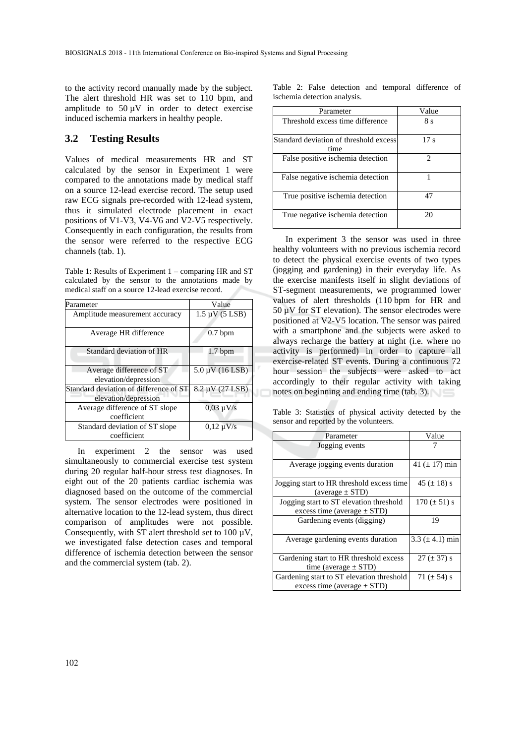to the activity record manually made by the subject. The alert threshold HR was set to 110 bpm, and amplitude to 50 µV in order to detect exercise induced ischemia markers in healthy people.

### 3.2 Testing Results

Values of medical measurements HR and ST calculated by the sensor in Experiment 1 were compared to the annotations made by medical staff on a source 12-lead exercise record. The setup used raw ECG signals pre-recorded with 12-lead system, thus it simulated electrode placement in exact positions of V1-V3, V4-V6 and V2-V5 respectively. Consequently in each configuration, the results from the sensor were referred to the respective ECG channels (tab. 1).

Table 1: Results of Experiment 1 – comparing HR and ST calculated by the sensor to the annotations made by medical staff on a source 12-lead exercise record.

| Parameter | Value |
|---|---|
| Amplitude measurement accuracy | 1.5 µV (5 LSB) |
| Average HR difference | 0.7 bpm |
| Standard deviation of HR | 1.7 bpm |
| Average difference of ST elevation/depression | 5.0 µV (16 LSB) |
| Standard deviation of difference of ST elevation/depression | 8.2 µV (27 LSB) |
| Average difference of ST slope coefficient | 0,03 µV/s |
| Standard deviation of ST slope coefficient | 0,12 µV/s |

In experiment 2 the sensor was used simultaneously to commercial exercise test system during 20 regular half-hour stress test diagnoses. In eight out of the 20 patients cardiac ischemia was diagnosed based on the outcome of the commercial system. The sensor electrodes were positioned in alternative location to the 12-lead system, thus direct comparison of amplitudes were not possible. Consequently, with ST alert threshold set to 100 µV, we investigated false detection cases and temporal difference of ischemia detection between the sensor and the commercial system (tab. 2).

Table 2: False detection and temporal difference of ischemia detection analysis.

| Parameter | Value |
|---|---|
| Threshold excess time difference | 8 s |
| Standard deviation of threshold excess time | 17 s |
| False positive ischemia detection | 2 |
| False negative ischemia detection | 1 |
| True positive ischemia detection | 47 |
| True negative ischemia detection | 20 |

In experiment 3 the sensor was used in three healthy volunteers with no previous ischemia record to detect the physical exercise events of two types (jogging and gardening) in their everyday life. As the exercise manifests itself in slight deviations of ST-segment measurements, we programmed lower values of alert thresholds (110 bpm for HR and 50 µV for ST elevation). The sensor electrodes were positioned at V2-V5 location. The sensor was paired with a smartphone and the subjects were asked to always recharge the battery at night (i.e. where no activity is performed) in order to capture all exercise-related ST events. During a continuous 72 hour session the subjects were asked to act accordingly to their regular activity with taking notes on beginning and ending time (tab. 3).

Table 3: Statistics of physical activity detected by the sensor and reported by the volunteers.

| Parameter | Value |
|---|---|
| Jogging events | 7 |
| Average jogging events duration | 41 (± 17) min |
| Jogging start to HR threshold excess time (average ± STD) | 45 (± 18) s |
| Jogging start to ST elevation threshold excess time (average ± STD) | 170 (± 51) s |
| Gardening events (digging) | 19 |
| Average gardening events duration | 3.3 (± 4.1) min |
| Gardening start to HR threshold excess time (average ± STD) | 27 (± 37) s |
| Gardening start to ST elevation threshold excess time (average ± STD) | 71 (± 54) s |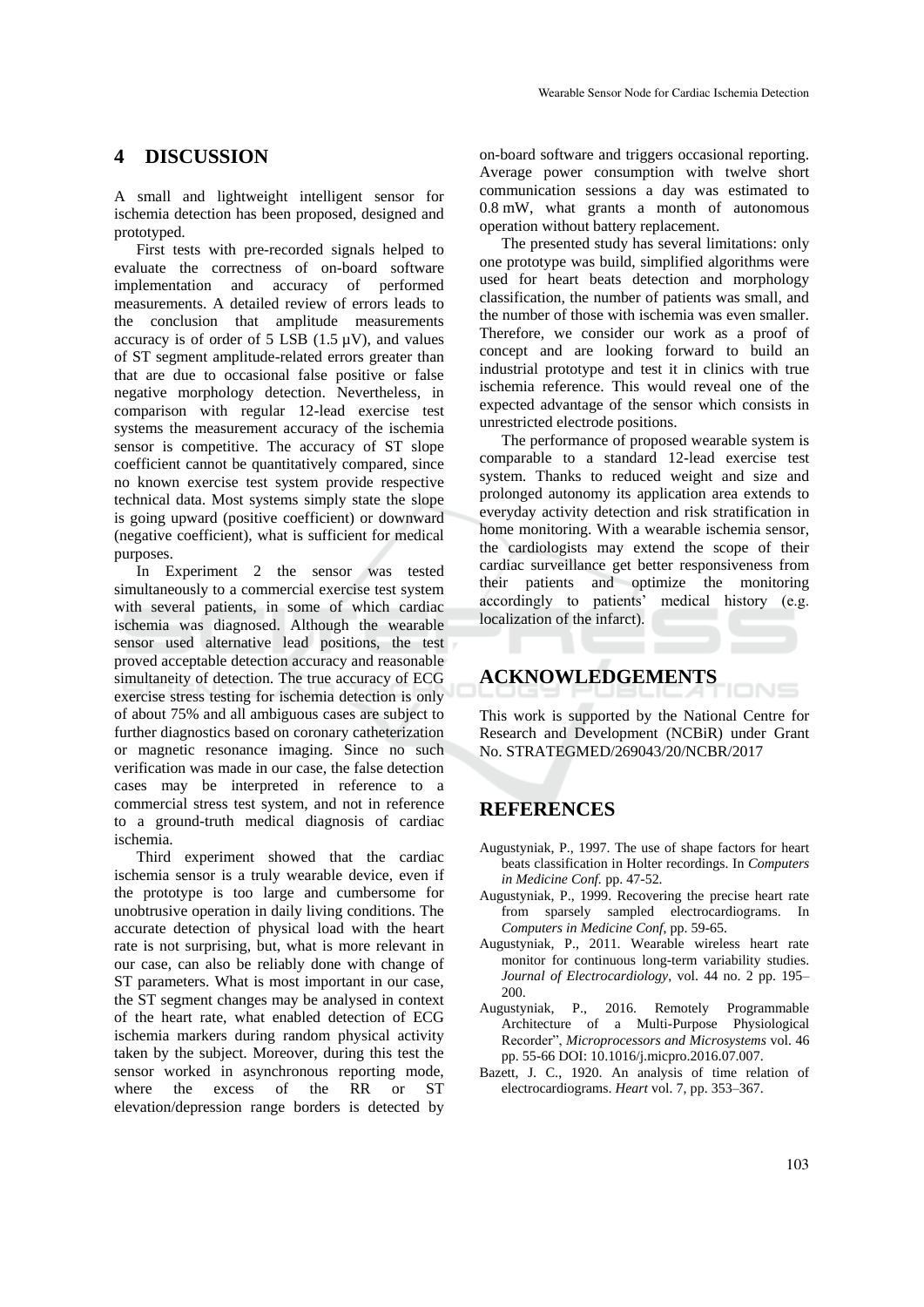## 4 DISCUSSION

A small and lightweight intelligent sensor for ischemia detection has been proposed, designed and prototyped.

First tests with pre-recorded signals helped to evaluate the correctness of on-board software implementation and accuracy of performed measurements. A detailed review of errors leads to the conclusion that amplitude measurements accuracy is of order of 5 LSB (1.5 µV), and values of ST segment amplitude-related errors greater than that are due to occasional false positive or false negative morphology detection. Nevertheless, in comparison with regular 12-lead exercise test systems the measurement accuracy of the ischemia sensor is competitive. The accuracy of ST slope coefficient cannot be quantitatively compared, since no known exercise test system provide respective technical data. Most systems simply state the slope is going upward (positive coefficient) or downward (negative coefficient), what is sufficient for medical purposes.

In Experiment 2 the sensor was tested simultaneously to a commercial exercise test system with several patients, in some of which cardiac ischemia was diagnosed. Although the wearable sensor used alternative lead positions, the test proved acceptable detection accuracy and reasonable simultaneity of detection. The true accuracy of ECG exercise stress testing for ischemia detection is only of about 75% and all ambiguous cases are subject to further diagnostics based on coronary catheterization or magnetic resonance imaging. Since no such verification was made in our case, the false detection cases may be interpreted in reference to a commercial stress test system, and not in reference to a ground-truth medical diagnosis of cardiac ischemia.

Third experiment showed that the cardiac ischemia sensor is a truly wearable device, even if the prototype is too large and cumbersome for unobtrusive operation in daily living conditions. The accurate detection of physical load with the heart rate is not surprising, but, what is more relevant in our case, can also be reliably done with change of ST parameters. What is most important in our case, the ST segment changes may be analysed in context of the heart rate, what enabled detection of ECG ischemia markers during random physical activity taken by the subject. Moreover, during this test the sensor worked in asynchronous reporting mode, where the excess of the RR or ST elevation/depression range borders is detected by on-board software and triggers occasional reporting. Average power consumption with twelve short communication sessions a day was estimated to 0.8 mW, what grants a month of autonomous operation without battery replacement.

The presented study has several limitations: only one prototype was build, simplified algorithms were used for heart beats detection and morphology classification, the number of patients was small, and the number of those with ischemia was even smaller. Therefore, we consider our work as a proof of concept and are looking forward to build an industrial prototype and test it in clinics with true ischemia reference. This would reveal one of the expected advantage of the sensor which consists in unrestricted electrode positions.

The performance of proposed wearable system is comparable to a standard 12-lead exercise test system. Thanks to reduced weight and size and prolonged autonomy its application area extends to everyday activity detection and risk stratification in home monitoring. With a wearable ischemia sensor, the cardiologists may extend the scope of their cardiac surveillance get better responsiveness from their patients and optimize the monitoring accordingly to patients' medical history (e.g. localization of the infarct).

## ACKNOWLEDGEMENTS

This work is supported by the National Centre for Research and Development (NCBiR) under Grant No. STRATEGMED/269043/20/NCBR/2017

## REFERENCES

Augustyniak, P., 1997. The use of shape factors for heart beats classification in Holter recordings. In *Computers in Medicine Conf.* pp. 47-52.

Augustyniak, P., 1999. Recovering the precise heart rate from sparsely sampled electrocardiograms. In *Computers in Medicine Conf*, pp. 59-65.

Augustyniak, P., 2011. Wearable wireless heart rate monitor for continuous long-term variability studies. *Journal of Electrocardiology*, vol. 44 no. 2 pp. 195–200.

Augustyniak, P., 2016. Remotely Programmable Architecture of a Multi-Purpose Physiological Recorder", *Microprocessors and Microsystems* vol. 46 pp. 55-66 DOI: 10.1016/j.micpro.2016.07.007.

Bazett, J. C., 1920. An analysis of time relation of electrocardiograms. *Heart* vol. 7, pp. 353–367.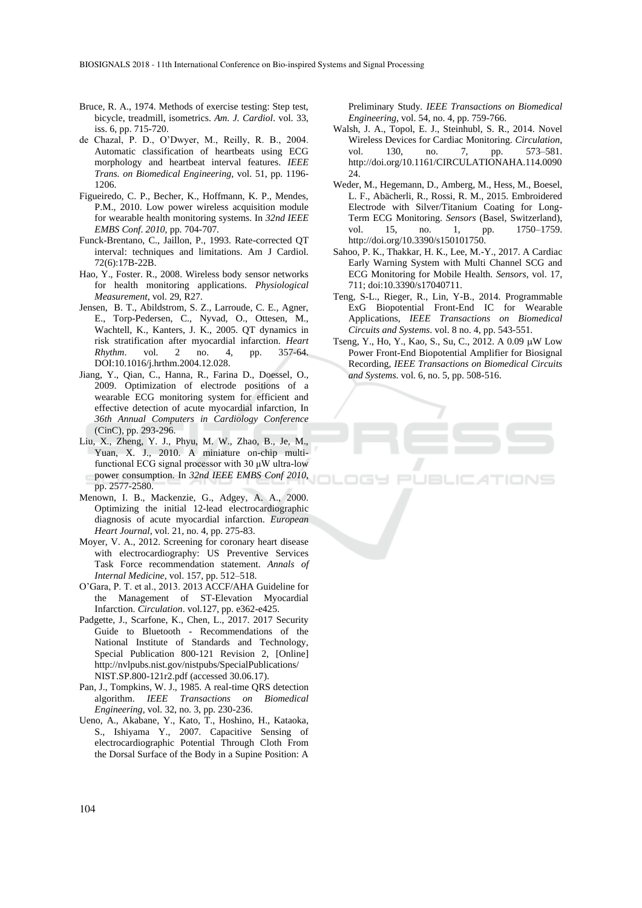Bruce, R. A., 1974. Methods of exercise testing: Step test, bicycle, treadmill, isometrics. *Am. J. Cardiol*. vol. 33, iss. 6, pp. 715-720.

de Chazal, P. D., O'Dwyer, M., Reilly, R. B., 2004. Automatic classification of heartbeats using ECG morphology and heartbeat interval features. *IEEE Trans. on Biomedical Engineering*, vol. 51, pp. 1196-1206.

Figueiredo, C. P., Becher, K., Hoffmann, K. P., Mendes, P.M., 2010. Low power wireless acquisition module for wearable health monitoring systems. In *32nd IEEE EMBS Conf. 2010*, pp. 704-707.

Funck-Brentano, C., Jaillon, P., 1993. Rate-corrected QT interval: techniques and limitations. Am J Cardiol. 72(6):17B-22B.

Hao, Y., Foster. R., 2008. Wireless body sensor networks for health monitoring applications. *Physiological Measurement*, vol. 29, R27.

Jensen, B. T., Abildstrom, S. Z., Larroude, C. E., Agner, E., Torp-Pedersen, C., Nyvad, O., Ottesen, M., Wachtell, K., Kanters, J. K., 2005. QT dynamics in risk stratification after myocardial infarction. *Heart Rhythm*. vol. 2 no. 4, pp. 357-64. DOI:10.1016/j.hrthm.2004.12.028.

Jiang, Y., Qian, C., Hanna, R., Farina D., Doessel, O., 2009. Optimization of electrode positions of a wearable ECG monitoring system for efficient and effective detection of acute myocardial infarction, In *36th Annual Computers in Cardiology Conference* (CinC), pp. 293-296.

Liu, X., Zheng, Y. J., Phyu, M. W., Zhao, B., Je, M., Yuan, X. J., 2010. A miniature on-chip multi-functional ECG signal processor with 30 μW ultra-low power consumption. In *32nd IEEE EMBS Conf 2010*, pp. 2577-2580.

Menown, I. B., Mackenzie, G., Adgey, A. A., 2000. Optimizing the initial 12-lead electrocardiographic diagnosis of acute myocardial infarction. *European Heart Journal*, vol. 21, no. 4, pp. 275-83.

Moyer, V. A., 2012. Screening for coronary heart disease with electrocardiography: US Preventive Services Task Force recommendation statement. *Annals of Internal Medicine*, vol. 157, pp. 512–518.

O'Gara, P. T. et al., 2013. 2013 ACCF/AHA Guideline for the Management of ST-Elevation Myocardial Infarction. *Circulation*. vol.127, pp. e362-e425.

Padgette, J., Scarfone, K., Chen, L., 2017. 2017 Security Guide to Bluetooth - Recommendations of the National Institute of Standards and Technology, Special Publication 800-121 Revision 2, [Online] http://nvlpubs.nist.gov/nistpubs/SpecialPublications/NIST.SP.800-121r2.pdf (accessed 30.06.17).

Pan, J., Tompkins, W. J., 1985. A real-time QRS detection algorithm. *IEEE Transactions on Biomedical Engineering*, vol. 32, no. 3, pp. 230-236.

Ueno, A., Akabane, Y., Kato, T., Hoshino, H., Kataoka, S., Ishiyama Y., 2007. Capacitive Sensing of electrocardiographic Potential Through Cloth From the Dorsal Surface of the Body in a Supine Position: A Preliminary Study. *IEEE Transactions on Biomedical Engineering*, vol. 54, no. 4, pp. 759-766.

Walsh, J. A., Topol, E. J., Steinhubl, S. R., 2014. Novel Wireless Devices for Cardiac Monitoring. *Circulation*, vol. 130, no. 7, pp. 573–581. http://doi.org/10.1161/CIRCULATIONAHA.114.009024.

Weder, M., Hegemann, D., Amberg, M., Hess, M., Boesel, L. F., Abächerli, R., Rossi, R. M., 2015. Embroidered Electrode with Silver/Titanium Coating for Long-Term ECG Monitoring. *Sensors* (Basel, Switzerland), vol. 15, no. 1, pp. 1750–1759. http://doi.org/10.3390/s150101750.

Sahoo, P. K., Thakkar, H. K., Lee, M.-Y., 2017. A Cardiac Early Warning System with Multi Channel SCG and ECG Monitoring for Mobile Health. *Sensors*, vol. 17, 711; doi:10.3390/s17040711.

Teng, S-L., Rieger, R., Lin, Y-B., 2014. Programmable ExG Biopotential Front-End IC for Wearable Applications, *IEEE Transactions on Biomedical Circuits and Systems*. vol. 8 no. 4, pp. 543-551.

Tseng, Y., Ho, Y., Kao, S., Su, C., 2012. A 0.09 μW Low Power Front-End Biopotential Amplifier for Biosignal Recording, *IEEE Transactions on Biomedical Circuits and Systems*. vol. 6, no. 5, pp. 508-516.